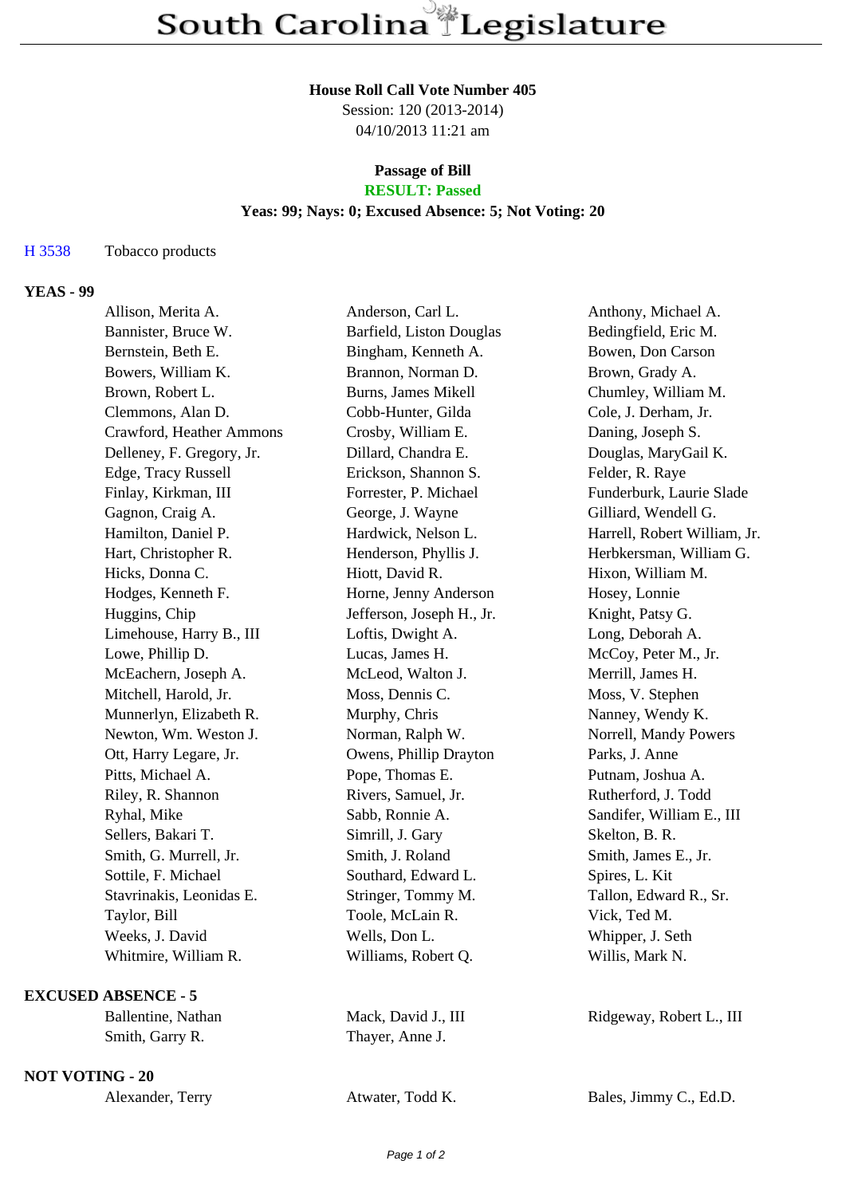# South Carolina Legislature

**House Roll Call Vote Number 405**
Session: 120 (2013-2014)
04/10/2013 11:21 am

**Passage of Bill**
**RESULT: Passed**
**Yeas: 99; Nays: 0; Excused Absence: 5; Not Voting: 20**

H 3538 Tobacco products

## YEAS - 99

| | | |
|---|---|---|
| Allison, Merita A. | Anderson, Carl L. | Anthony, Michael A. |
| Bannister, Bruce W. | Barfield, Liston Douglas | Bedingfield, Eric M. |
| Bernstein, Beth E. | Bingham, Kenneth A. | Bowen, Don Carson |
| Bowers, William K. | Brannon, Norman D. | Brown, Grady A. |
| Brown, Robert L. | Burns, James Mikell | Chumley, William M. |
| Clemmons, Alan D. | Cobb-Hunter, Gilda | Cole, J. Derham, Jr. |
| Crawford, Heather Ammons | Crosby, William E. | Daning, Joseph S. |
| Delleney, F. Gregory, Jr. | Dillard, Chandra E. | Douglas, MaryGail K. |
| Edge, Tracy Russell | Erickson, Shannon S. | Felder, R. Raye |
| Finlay, Kirkman, III | Forrester, P. Michael | Funderburk, Laurie Slade |
| Gagnon, Craig A. | George, J. Wayne | Gilliard, Wendell G. |
| Hamilton, Daniel P. | Hardwick, Nelson L. | Harrell, Robert William, Jr. |
| Hart, Christopher R. | Henderson, Phyllis J. | Herbkersman, William G. |
| Hicks, Donna C. | Hiott, David R. | Hixon, William M. |
| Hodges, Kenneth F. | Horne, Jenny Anderson | Hosey, Lonnie |
| Huggins, Chip | Jefferson, Joseph H., Jr. | Knight, Patsy G. |
| Limehouse, Harry B., III | Loftis, Dwight A. | Long, Deborah A. |
| Lowe, Phillip D. | Lucas, James H. | McCoy, Peter M., Jr. |
| McEachern, Joseph A. | McLeod, Walton J. | Merrill, James H. |
| Mitchell, Harold, Jr. | Moss, Dennis C. | Moss, V. Stephen |
| Munnerlyn, Elizabeth R. | Murphy, Chris | Nanney, Wendy K. |
| Newton, Wm. Weston J. | Norman, Ralph W. | Norrell, Mandy Powers |
| Ott, Harry Legare, Jr. | Owens, Phillip Drayton | Parks, J. Anne |
| Pitts, Michael A. | Pope, Thomas E. | Putnam, Joshua A. |
| Riley, R. Shannon | Rivers, Samuel, Jr. | Rutherford, J. Todd |
| Ryhal, Mike | Sabb, Ronnie A. | Sandifer, William E., III |
| Sellers, Bakari T. | Simrill, J. Gary | Skelton, B. R. |
| Smith, G. Murrell, Jr. | Smith, J. Roland | Smith, James E., Jr. |
| Sottile, F. Michael | Southard, Edward L. | Spires, L. Kit |
| Stavrinakis, Leonidas E. | Stringer, Tommy M. | Tallon, Edward R., Sr. |
| Taylor, Bill | Toole, McLain R. | Vick, Ted M. |
| Weeks, J. David | Wells, Don L. | Whipper, J. Seth |
| Whitmire, William R. | Williams, Robert Q. | Willis, Mark N. |

## EXCUSED ABSENCE - 5

| | | |
|---|---|---|
| Ballentine, Nathan | Mack, David J., III | Ridgeway, Robert L., III |
| Smith, Garry R. | Thayer, Anne J. | |

## NOT VOTING - 20

| | | |
|---|---|---|
| Alexander, Terry | Atwater, Todd K. | Bales, Jimmy C., Ed.D. |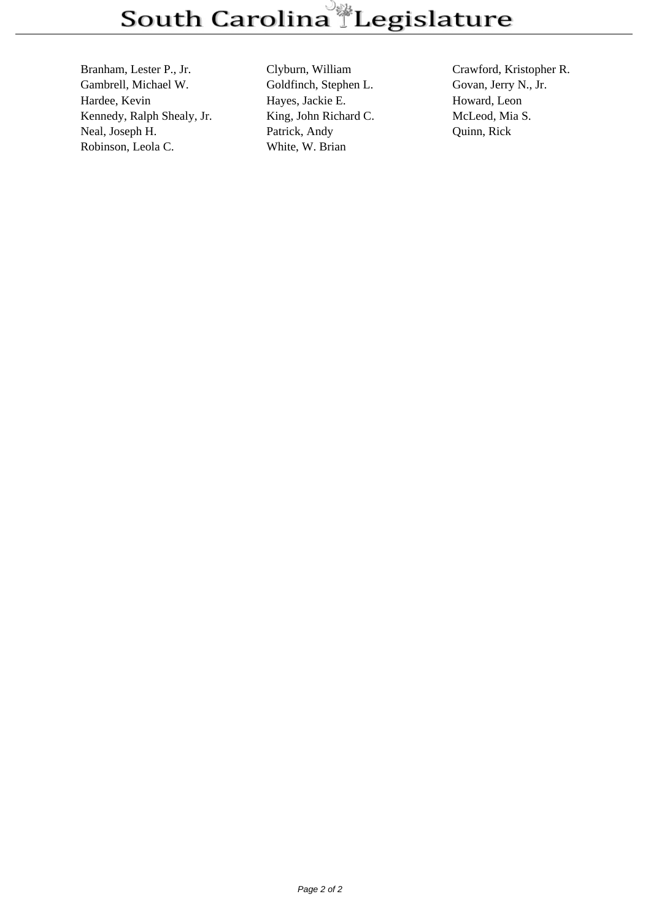Branham, Lester P., Jr.
Clyburn, William
Crawford, Kristopher R.
Gambrell, Michael W.
Goldfinch, Stephen L.
Govan, Jerry N., Jr.
Hardee, Kevin
Hayes, Jackie E.
Howard, Leon
Kennedy, Ralph Shealy, Jr.
King, John Richard C.
McLeod, Mia S.
Neal, Joseph H.
Patrick, Andy
Quinn, Rick
Robinson, Leola C.
White, W. Brian